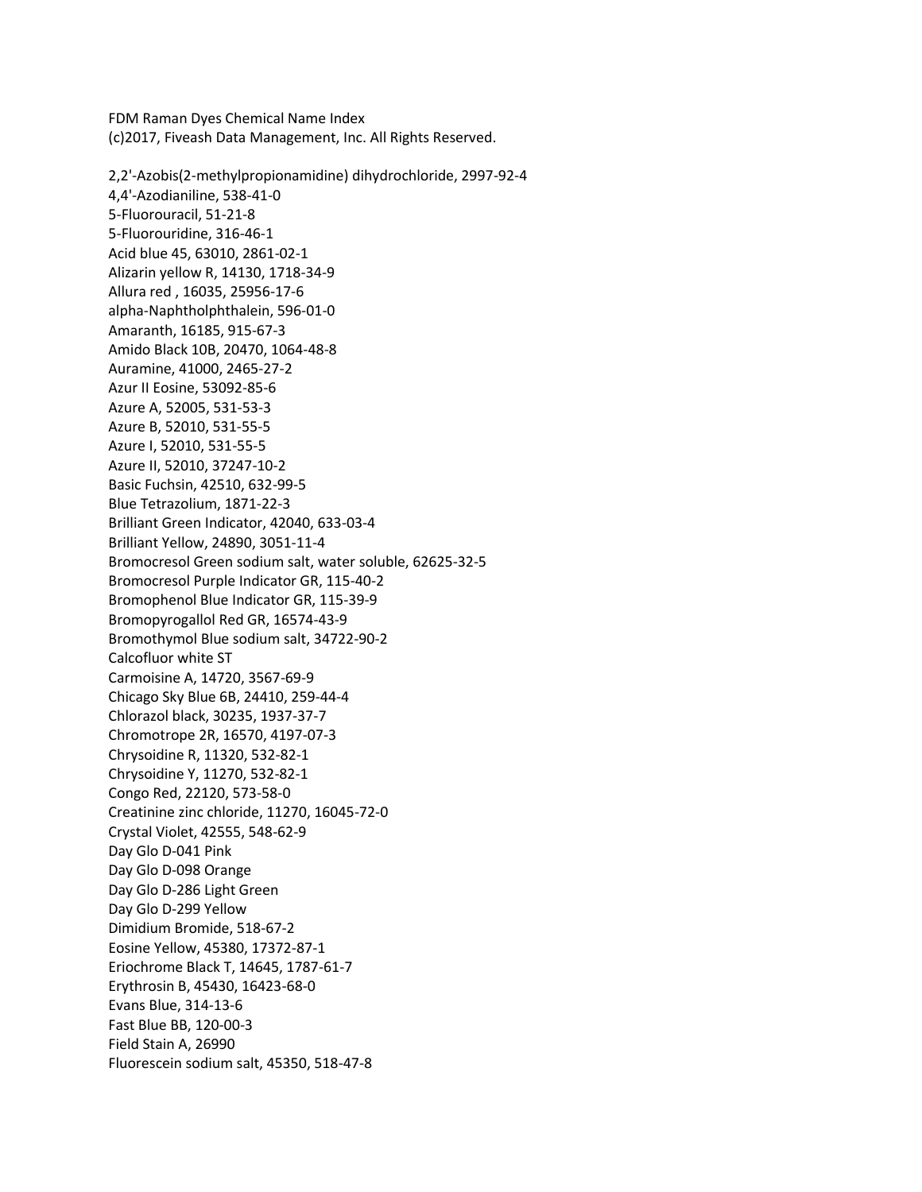FDM Raman Dyes Chemical Name Index
(c)2017, Fiveash Data Management, Inc. All Rights Reserved.

2,2'-Azobis(2-methylpropionamidine) dihydrochloride, 2997-92-4
4,4'-Azodianiline, 538-41-0
5-Fluorouracil, 51-21-8
5-Fluorouridine, 316-46-1
Acid blue 45, 63010, 2861-02-1
Alizarin yellow R, 14130, 1718-34-9
Allura red , 16035, 25956-17-6
alpha-Naphtholphthalein, 596-01-0
Amaranth, 16185, 915-67-3
Amido Black 10B, 20470, 1064-48-8
Auramine, 41000, 2465-27-2
Azur II Eosine, 53092-85-6
Azure A, 52005, 531-53-3
Azure B, 52010, 531-55-5
Azure I, 52010, 531-55-5
Azure II, 52010, 37247-10-2
Basic Fuchsin, 42510, 632-99-5
Blue Tetrazolium, 1871-22-3
Brilliant Green Indicator, 42040, 633-03-4
Brilliant Yellow, 24890, 3051-11-4
Bromocresol Green sodium salt, water soluble, 62625-32-5
Bromocresol Purple Indicator GR, 115-40-2
Bromophenol Blue Indicator GR, 115-39-9
Bromopyrogallol Red GR, 16574-43-9
Bromothymol Blue sodium salt, 34722-90-2
Calcofluor white ST
Carmoisine A, 14720, 3567-69-9
Chicago Sky Blue 6B, 24410, 259-44-4
Chlorazol black, 30235, 1937-37-7
Chromotrope 2R, 16570, 4197-07-3
Chrysoidine R, 11320, 532-82-1
Chrysoidine Y, 11270, 532-82-1
Congo Red, 22120, 573-58-0
Creatinine zinc chloride, 11270, 16045-72-0
Crystal Violet, 42555, 548-62-9
Day Glo D-041 Pink
Day Glo D-098 Orange
Day Glo D-286 Light Green
Day Glo D-299 Yellow
Dimidium Bromide, 518-67-2
Eosine Yellow, 45380, 17372-87-1
Eriochrome Black T, 14645, 1787-61-7
Erythrosin B, 45430, 16423-68-0
Evans Blue, 314-13-6
Fast Blue BB, 120-00-3
Field Stain A, 26990
Fluorescein sodium salt, 45350, 518-47-8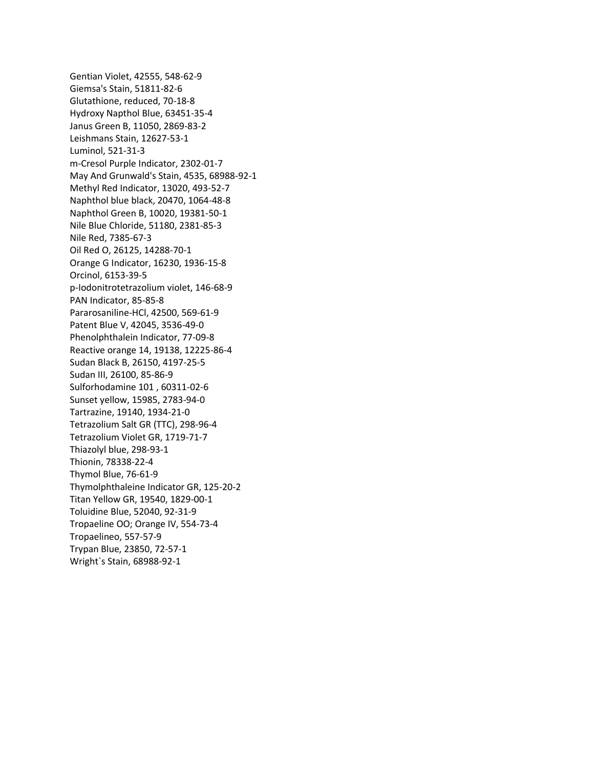Gentian Violet, 42555, 548-62-9
Giemsa's Stain, 51811-82-6
Glutathione, reduced, 70-18-8
Hydroxy Napthol Blue, 63451-35-4
Janus Green B, 11050, 2869-83-2
Leishmans Stain, 12627-53-1
Luminol, 521-31-3
m-Cresol Purple Indicator, 2302-01-7
May And Grunwald's Stain, 4535, 68988-92-1
Methyl Red Indicator, 13020, 493-52-7
Naphthol blue black, 20470, 1064-48-8
Naphthol Green B, 10020, 19381-50-1
Nile Blue Chloride, 51180, 2381-85-3
Nile Red, 7385-67-3
Oil Red O, 26125, 14288-70-1
Orange G Indicator, 16230, 1936-15-8
Orcinol, 6153-39-5
p-Iodonitrotetrazolium violet, 146-68-9
PAN Indicator, 85-85-8
Pararosaniline-HCl, 42500, 569-61-9
Patent Blue V, 42045, 3536-49-0
Phenolphthalein Indicator, 77-09-8
Reactive orange 14, 19138, 12225-86-4
Sudan Black B, 26150, 4197-25-5
Sudan III, 26100, 85-86-9
Sulforhodamine 101 , 60311-02-6
Sunset yellow, 15985, 2783-94-0
Tartrazine, 19140, 1934-21-0
Tetrazolium Salt GR (TTC), 298-96-4
Tetrazolium Violet GR, 1719-71-7
Thiazolyl blue, 298-93-1
Thionin, 78338-22-4
Thymol Blue, 76-61-9
Thymolphthaleine Indicator GR, 125-20-2
Titan Yellow GR, 19540, 1829-00-1
Toluidine Blue, 52040, 92-31-9
Tropaeline OO; Orange IV, 554-73-4
Tropaelineo, 557-57-9
Trypan Blue, 23850, 72-57-1
Wright`s Stain, 68988-92-1